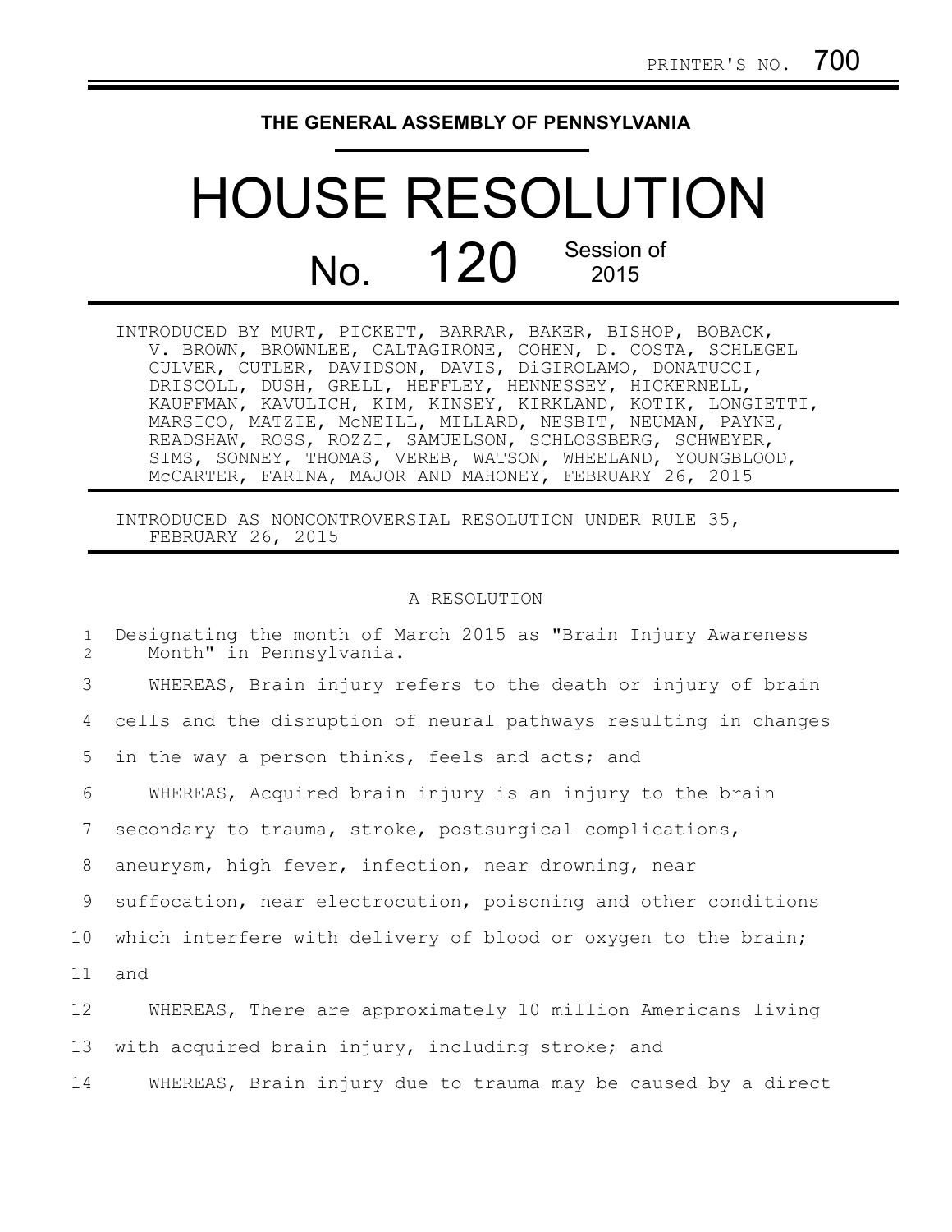PRINTER'S NO. 700

**THE GENERAL ASSEMBLY OF PENNSYLVANIA**

# HOUSE RESOLUTION

## No. 120 Session of 2015

INTRODUCED BY MURT, PICKETT, BARRAR, BAKER, BISHOP, BOBACK, V. BROWN, BROWNLEE, CALTAGIRONE, COHEN, D. COSTA, SCHLEGEL CULVER, CUTLER, DAVIDSON, DAVIS, DiGIROLAMO, DONATUCCI, DRISCOLL, DUSH, GRELL, HEFFLEY, HENNESSEY, HICKERNELL, KAUFFMAN, KAVULICH, KIM, KINSEY, KIRKLAND, KOTIK, LONGIETTI, MARSICO, MATZIE, McNEILL, MILLARD, NESBIT, NEUMAN, PAYNE, READSHAW, ROSS, ROZZI, SAMUELSON, SCHLOSSBERG, SCHWEYER, SIMS, SONNEY, THOMAS, VEREB, WATSON, WHEELAND, YOUNGBLOOD, McCARTER, FARINA, MAJOR AND MAHONEY, FEBRUARY 26, 2015

INTRODUCED AS NONCONTROVERSIAL RESOLUTION UNDER RULE 35, FEBRUARY 26, 2015

A RESOLUTION

1 Designating the month of March 2015 as "Brain Injury Awareness
2 Month" in Pennsylvania.

3 WHEREAS, Brain injury refers to the death or injury of brain
4 cells and the disruption of neural pathways resulting in changes
5 in the way a person thinks, feels and acts; and

6 WHEREAS, Acquired brain injury is an injury to the brain
7 secondary to trauma, stroke, postsurgical complications,
8 aneurysm, high fever, infection, near drowning, near
9 suffocation, near electrocution, poisoning and other conditions
10 which interfere with delivery of blood or oxygen to the brain;
11 and

12 WHEREAS, There are approximately 10 million Americans living
13 with acquired brain injury, including stroke; and

14 WHEREAS, Brain injury due to trauma may be caused by a direct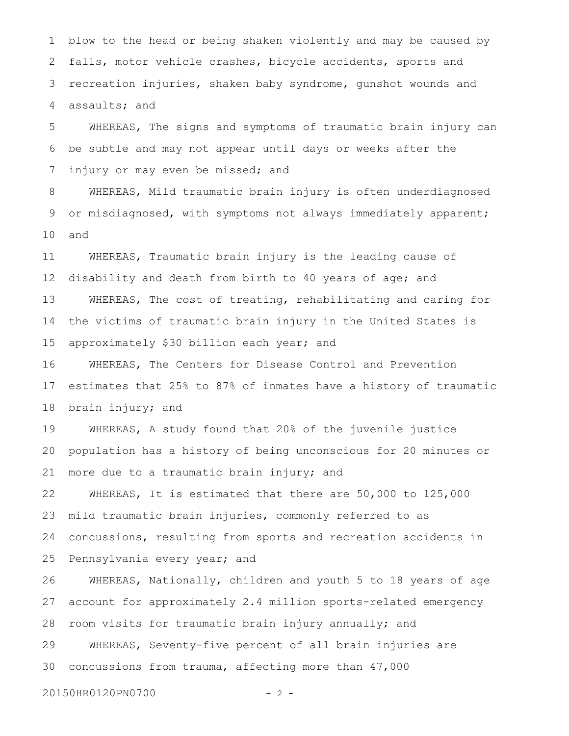blow to the head or being shaken violently and may be caused by falls, motor vehicle crashes, bicycle accidents, sports and recreation injuries, shaken baby syndrome, gunshot wounds and assaults; and

WHEREAS, The signs and symptoms of traumatic brain injury can be subtle and may not appear until days or weeks after the injury or may even be missed; and

WHEREAS, Mild traumatic brain injury is often underdiagnosed or misdiagnosed, with symptoms not always immediately apparent; and

WHEREAS, Traumatic brain injury is the leading cause of disability and death from birth to 40 years of age; and

WHEREAS, The cost of treating, rehabilitating and caring for the victims of traumatic brain injury in the United States is approximately $30 billion each year; and

WHEREAS, The Centers for Disease Control and Prevention estimates that 25% to 87% of inmates have a history of traumatic brain injury; and

WHEREAS, A study found that 20% of the juvenile justice population has a history of being unconscious for 20 minutes or more due to a traumatic brain injury; and

WHEREAS, It is estimated that there are 50,000 to 125,000 mild traumatic brain injuries, commonly referred to as concussions, resulting from sports and recreation accidents in Pennsylvania every year; and

WHEREAS, Nationally, children and youth 5 to 18 years of age account for approximately 2.4 million sports-related emergency room visits for traumatic brain injury annually; and

WHEREAS, Seventy-five percent of all brain injuries are concussions from trauma, affecting more than 47,000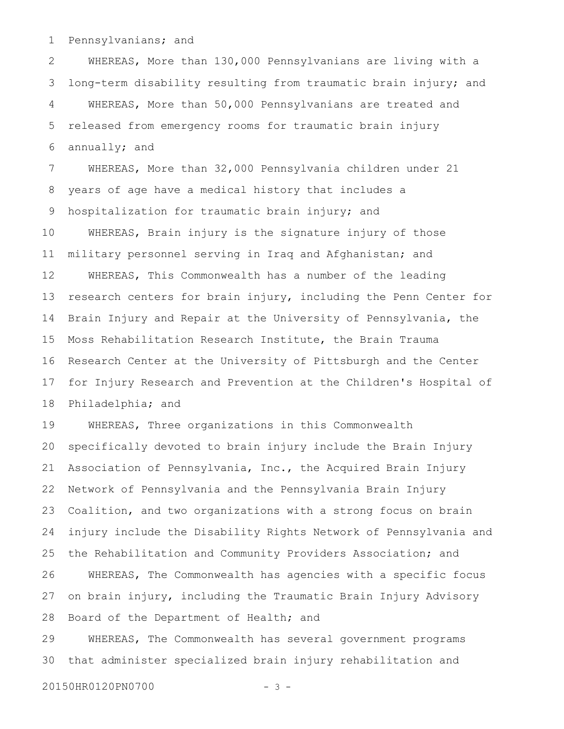Pennsylvanians; and

WHEREAS, More than 130,000 Pennsylvanians are living with a long-term disability resulting from traumatic brain injury; and

WHEREAS, More than 50,000 Pennsylvanians are treated and released from emergency rooms for traumatic brain injury annually; and

WHEREAS, More than 32,000 Pennsylvania children under 21 years of age have a medical history that includes a hospitalization for traumatic brain injury; and

WHEREAS, Brain injury is the signature injury of those military personnel serving in Iraq and Afghanistan; and

WHEREAS, This Commonwealth has a number of the leading research centers for brain injury, including the Penn Center for Brain Injury and Repair at the University of Pennsylvania, the Moss Rehabilitation Research Institute, the Brain Trauma Research Center at the University of Pittsburgh and the Center for Injury Research and Prevention at the Children's Hospital of Philadelphia; and

WHEREAS, Three organizations in this Commonwealth specifically devoted to brain injury include the Brain Injury Association of Pennsylvania, Inc., the Acquired Brain Injury Network of Pennsylvania and the Pennsylvania Brain Injury Coalition, and two organizations with a strong focus on brain injury include the Disability Rights Network of Pennsylvania and the Rehabilitation and Community Providers Association; and

WHEREAS, The Commonwealth has agencies with a specific focus on brain injury, including the Traumatic Brain Injury Advisory Board of the Department of Health; and

WHEREAS, The Commonwealth has several government programs that administer specialized brain injury rehabilitation and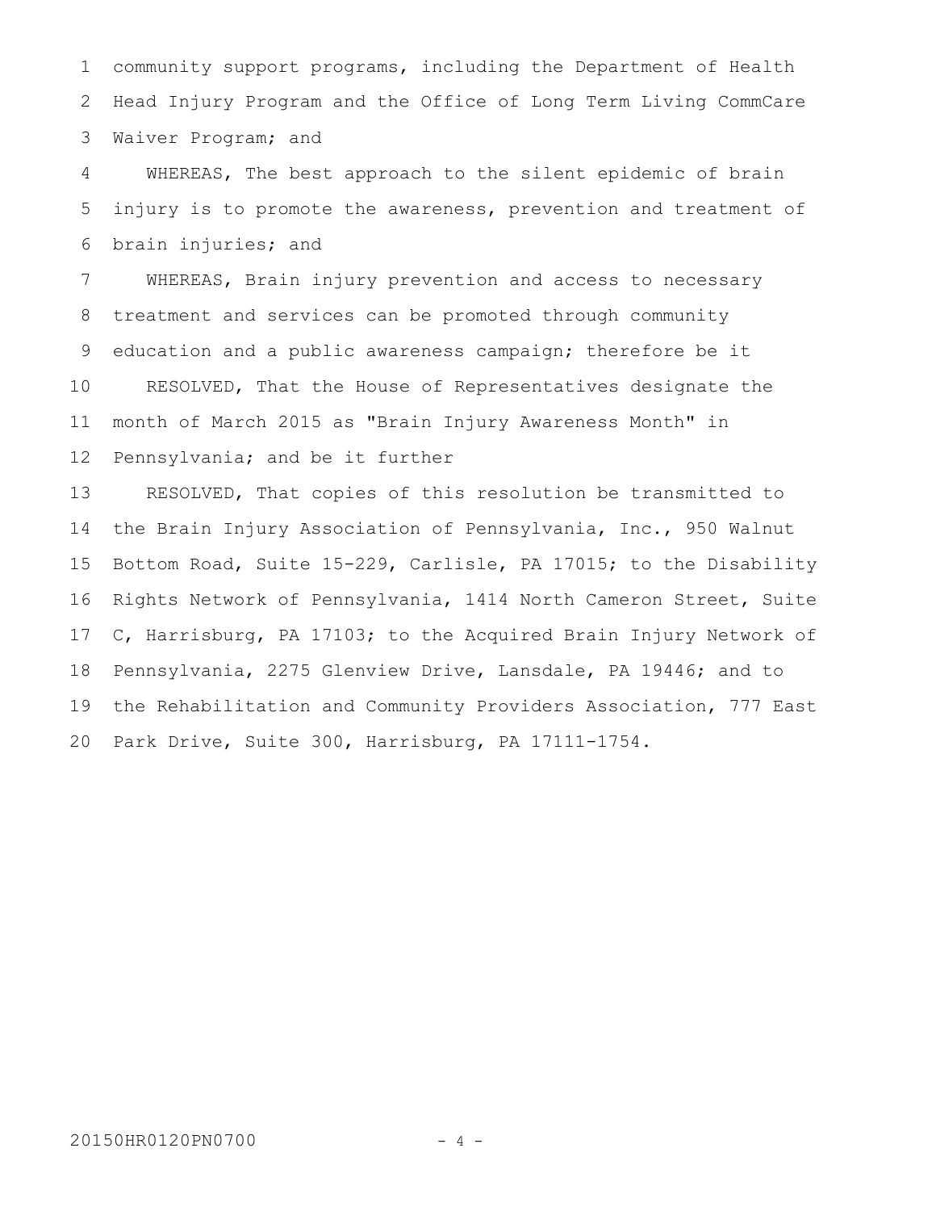community support programs, including the Department of Health Head Injury Program and the Office of Long Term Living CommCare Waiver Program; and

WHEREAS, The best approach to the silent epidemic of brain injury is to promote the awareness, prevention and treatment of brain injuries; and

WHEREAS, Brain injury prevention and access to necessary treatment and services can be promoted through community education and a public awareness campaign; therefore be it

RESOLVED, That the House of Representatives designate the month of March 2015 as "Brain Injury Awareness Month" in Pennsylvania; and be it further

RESOLVED, That copies of this resolution be transmitted to the Brain Injury Association of Pennsylvania, Inc., 950 Walnut Bottom Road, Suite 15-229, Carlisle, PA 17015; to the Disability Rights Network of Pennsylvania, 1414 North Cameron Street, Suite C, Harrisburg, PA 17103; to the Acquired Brain Injury Network of Pennsylvania, 2275 Glenview Drive, Lansdale, PA 19446; and to the Rehabilitation and Community Providers Association, 777 East Park Drive, Suite 300, Harrisburg, PA 17111-1754.